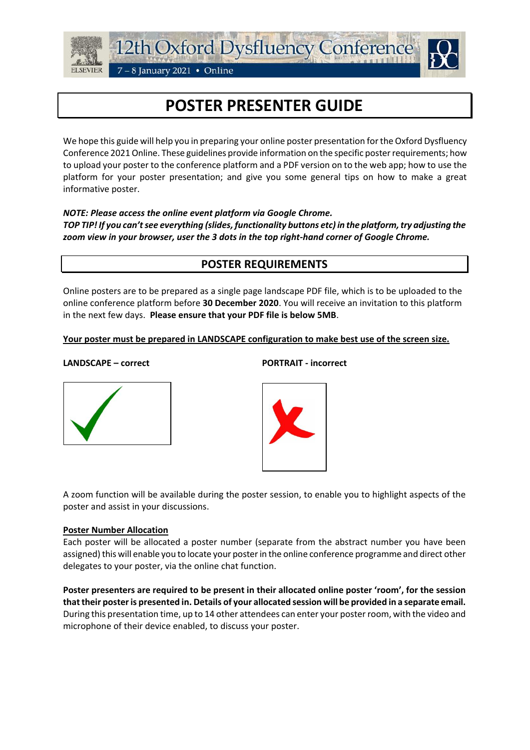12th Oxford Dysfluency Conference

7 – 8 January 2021 • Online

# POSTER PRESENTER GUIDE

We hope this guide will help you in preparing your online poster presentation for the Oxford Dysfluency Conference 2021 Online. These guidelines provide information on the specific poster requirements; how to upload your poster to the conference platform and a PDF version on to the web app; how to use the platform for your poster presentation; and give you some general tips on how to make a great informative poster.

***NOTE: Please access the online event platform via Google Chrome.***
***TOP TIP! If you can't see everything (slides, functionality buttons etc) in the platform, try adjusting the zoom view in your browser, user the 3 dots in the top right-hand corner of Google Chrome.***

## POSTER REQUIREMENTS

Online posters are to be prepared as a single page landscape PDF file, which is to be uploaded to the online conference platform before **30 December 2020**. You will receive an invitation to this platform in the next few days. **Please ensure that your PDF file is below 5MB**.

**Your poster must be prepared in LANDSCAPE configuration to make best use of the screen size.**

**LANDSCAPE – correct**

**PORTRAIT - incorrect**

A zoom function will be available during the poster session, to enable you to highlight aspects of the poster and assist in your discussions.

**Poster Number Allocation**

Each poster will be allocated a poster number (separate from the abstract number you have been assigned) this will enable you to locate your poster in the online conference programme and direct other delegates to your poster, via the online chat function.

**Poster presenters are required to be present in their allocated online poster 'room', for the session that their poster is presented in. Details of your allocated session will be provided in a separate email.** During this presentation time, up to 14 other attendees can enter your poster room, with the video and microphone of their device enabled, to discuss your poster.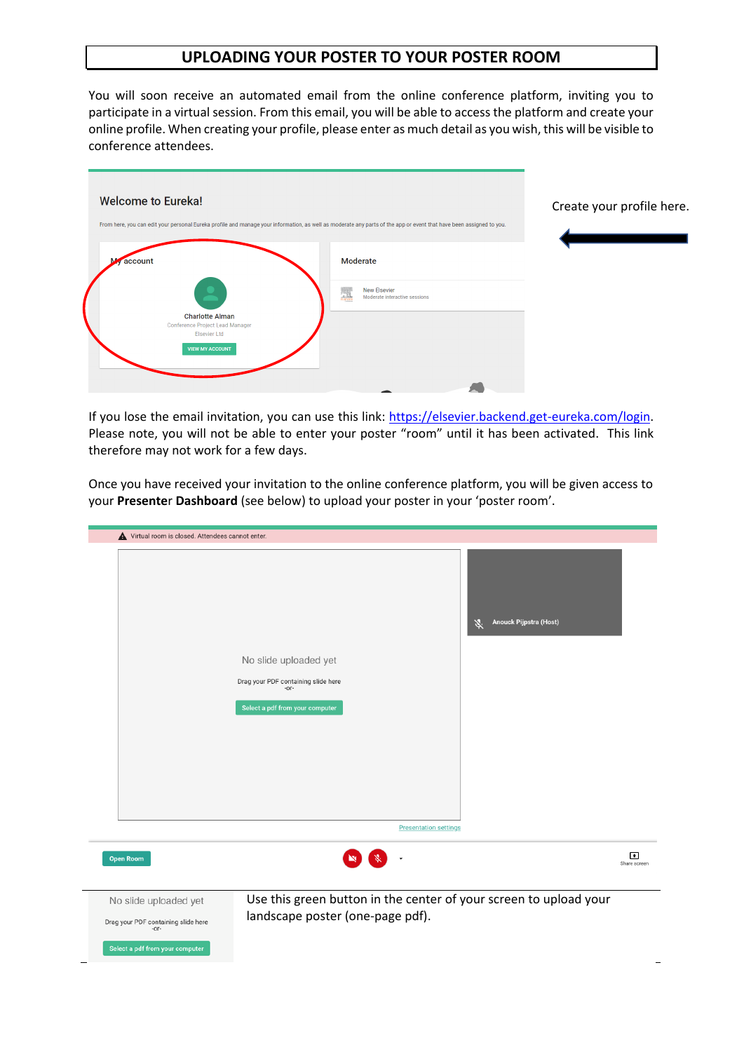# UPLOADING YOUR POSTER TO YOUR POSTER ROOM

You will soon receive an automated email from the online conference platform, inviting you to participate in a virtual session. From this email, you will be able to access the platform and create your online profile. When creating your profile, please enter as much detail as you wish, this will be visible to conference attendees.

Create your profile here.

If you lose the email invitation, you can use this link: https://elsevier.backend.get-eureka.com/login. Please note, you will not be able to enter your poster "room" until it has been activated. This link therefore may not work for a few days.

Once you have received your invitation to the online conference platform, you will be given access to your **Presenter Dashboard** (see below) to upload your poster in your 'poster room'.

Use this green button in the center of your screen to upload your landscape poster (one-page pdf).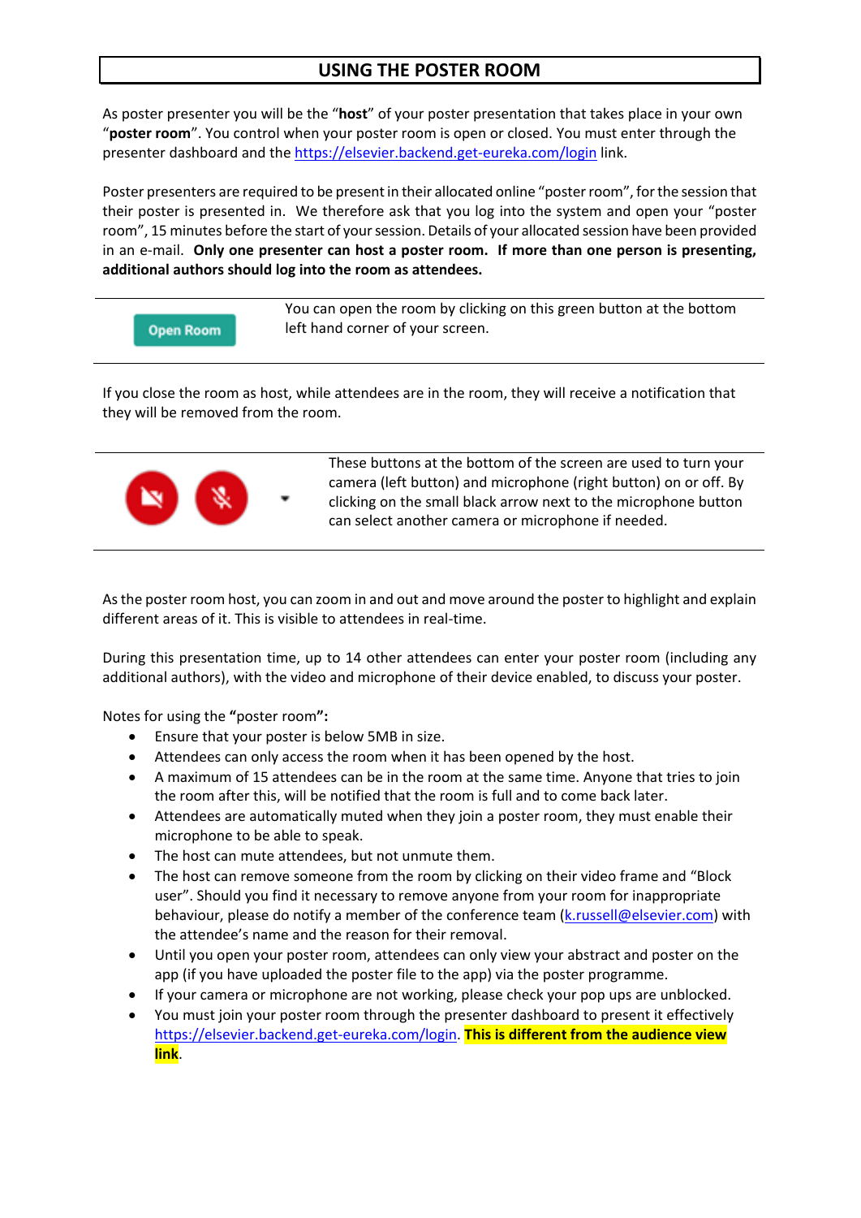# USING THE POSTER ROOM

As poster presenter you will be the "**host**" of your poster presentation that takes place in your own "**poster room**". You control when your poster room is open or closed. You must enter through the presenter dashboard and the https://elsevier.backend.get-eureka.com/login link.

Poster presenters are required to be present in their allocated online "poster room", for the session that their poster is presented in. We therefore ask that you log into the system and open your "poster room", 15 minutes before the start of your session. Details of your allocated session have been provided in an e-mail. **Only one presenter can host a poster room. If more than one person is presenting, additional authors should log into the room as attendees.**

| | |
|---|---|
| Open Room | You can open the room by clicking on this green button at the bottom left hand corner of your screen. |

If you close the room as host, while attendees are in the room, they will receive a notification that they will be removed from the room.

| | |
|---|---|
| | These buttons at the bottom of the screen are used to turn your camera (left button) and microphone (right button) on or off. By clicking on the small black arrow next to the microphone button can select another camera or microphone if needed. |

As the poster room host, you can zoom in and out and move around the poster to highlight and explain different areas of it. This is visible to attendees in real-time.

During this presentation time, up to 14 other attendees can enter your poster room (including any additional authors), with the video and microphone of their device enabled, to discuss your poster.

Notes for using the **"**poster room**":**

- Ensure that your poster is below 5MB in size.
- Attendees can only access the room when it has been opened by the host.
- A maximum of 15 attendees can be in the room at the same time. Anyone that tries to join the room after this, will be notified that the room is full and to come back later.
- Attendees are automatically muted when they join a poster room, they must enable their microphone to be able to speak.
- The host can mute attendees, but not unmute them.
- The host can remove someone from the room by clicking on their video frame and "Block user". Should you find it necessary to remove anyone from your room for inappropriate behaviour, please do notify a member of the conference team (k.russell@elsevier.com) with the attendee's name and the reason for their removal.
- Until you open your poster room, attendees can only view your abstract and poster on the app (if you have uploaded the poster file to the app) via the poster programme.
- If your camera or microphone are not working, please check your pop ups are unblocked.
- You must join your poster room through the presenter dashboard to present it effectively https://elsevier.backend.get-eureka.com/login. **This is different from the audience view link**.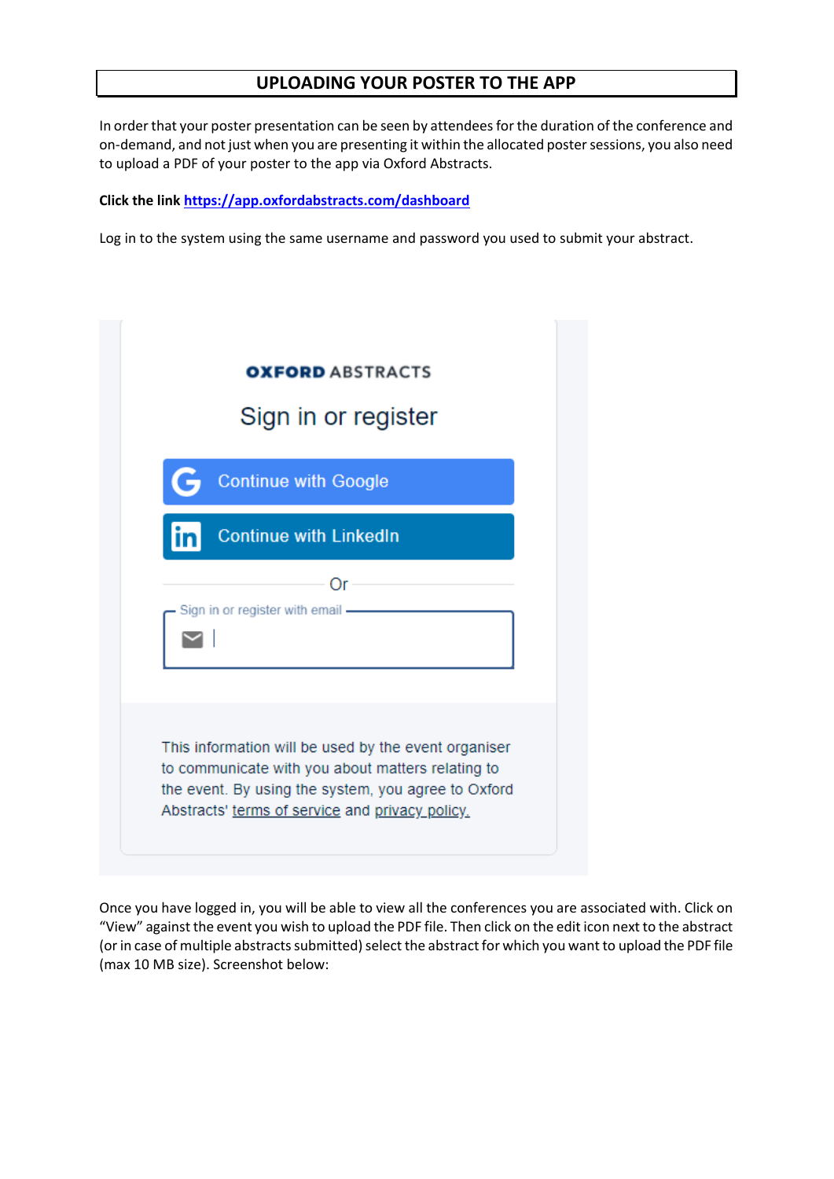# UPLOADING YOUR POSTER TO THE APP

In order that your poster presentation can be seen by attendees for the duration of the conference and on-demand, and not just when you are presenting it within the allocated poster sessions, you also need to upload a PDF of your poster to the app via Oxford Abstracts.

**Click the link** [https://app.oxfordabstracts.com/dashboard](https://app.oxfordabstracts.com/dashboard)

Log in to the system using the same username and password you used to submit your abstract.

OXFORD ABSTRACTS

Sign in or register

Continue with Google

Continue with LinkedIn

Or

Sign in or register with email

This information will be used by the event organiser to communicate with you about matters relating to the event. By using the system, you agree to Oxford Abstracts' terms of service and privacy policy.

Once you have logged in, you will be able to view all the conferences you are associated with. Click on "View" against the event you wish to upload the PDF file. Then click on the edit icon next to the abstract (or in case of multiple abstracts submitted) select the abstract for which you want to upload the PDF file (max 10 MB size). Screenshot below: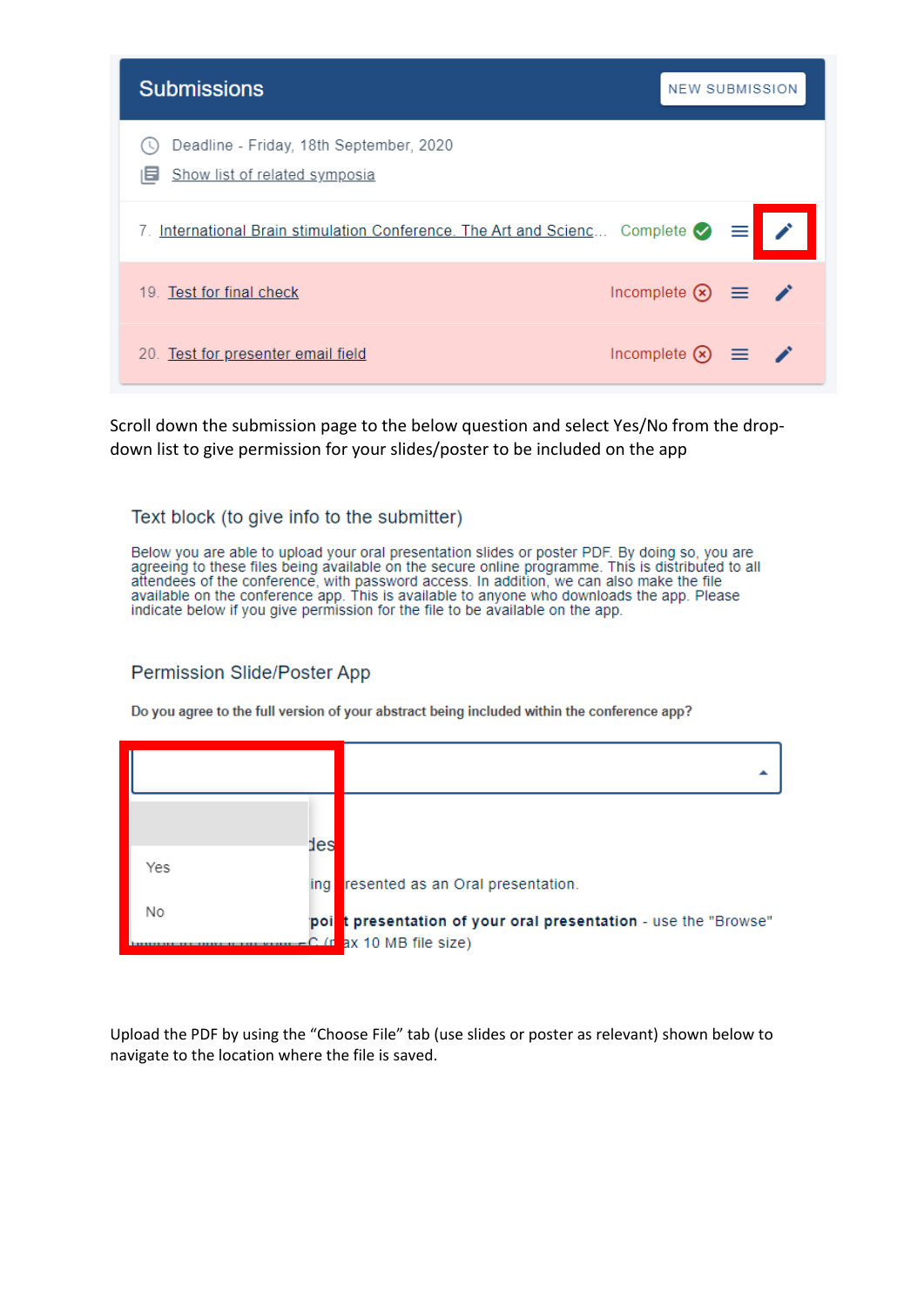## Submissions

NEW SUBMISSION

Deadline - Friday, 18th September, 2020

Show list of related symposia

| | | |
|---|---|---|
| 7. International Brain stimulation Conference. The Art and Scienc... | Complete | |
| 19. Test for final check | Incomplete | |
| 20. Test for presenter email field | Incomplete | |

Scroll down the submission page to the below question and select Yes/No from the drop-down list to give permission for your slides/poster to be included on the app

### Text block (to give info to the submitter)

Below you are able to upload your oral presentation slides or poster PDF. By doing so, you are agreeing to these files being available on the secure online programme. This is distributed to all attendees of the conference, with password access. In addition, we can also make the file available on the conference app. This is available to anyone who downloads the app. Please indicate below if you give permission for the file to be available on the app.

### Permission Slide/Poster App

**Do you agree to the full version of your abstract being included within the conference app?**

- Yes
- No

Upload the PDF by using the "Choose File" tab (use slides or poster as relevant) shown below to navigate to the location where the file is saved.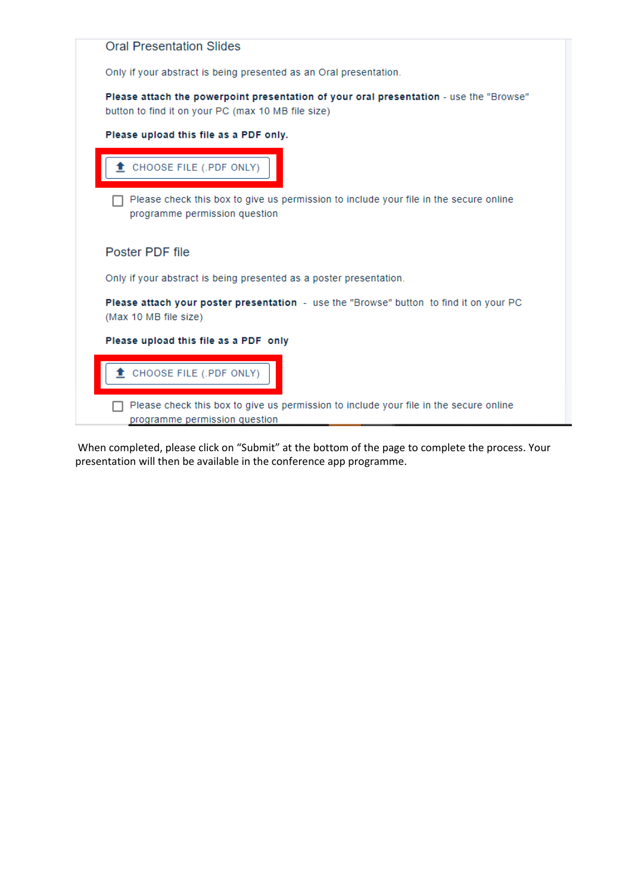Oral Presentation Slides

Only if your abstract is being presented as an Oral presentation.

**Please attach the powerpoint presentation of your oral presentation** - use the "Browse" button to find it on your PC (max 10 MB file size)

**Please upload this file as a PDF only.**

CHOOSE FILE (.PDF ONLY)

☐ Please check this box to give us permission to include your file in the secure online programme permission question

Poster PDF file

Only if your abstract is being presented as a poster presentation.

**Please attach your poster presentation** - use the "Browse" button to find it on your PC (Max 10 MB file size)

**Please upload this file as a PDF only**

CHOOSE FILE (.PDF ONLY)

☐ Please check this box to give us permission to include your file in the secure online programme permission question

When completed, please click on "Submit" at the bottom of the page to complete the process. Your presentation will then be available in the conference app programme.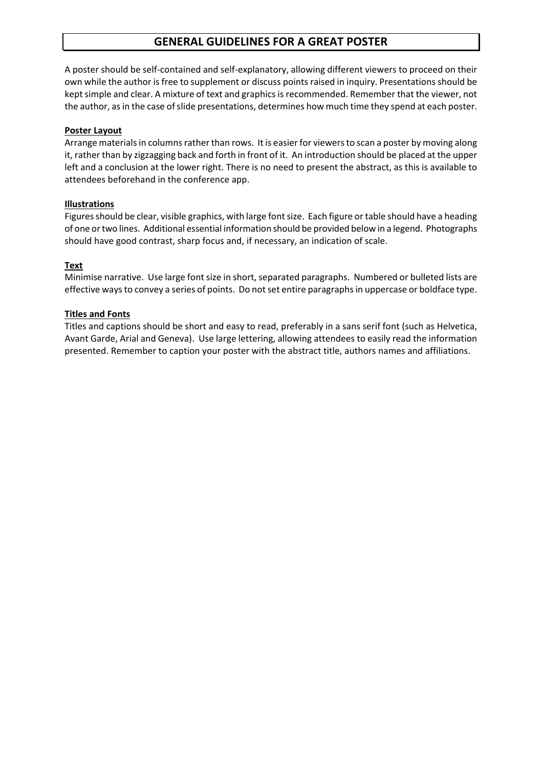# GENERAL GUIDELINES FOR A GREAT POSTER

A poster should be self-contained and self-explanatory, allowing different viewers to proceed on their own while the author is free to supplement or discuss points raised in inquiry. Presentations should be kept simple and clear. A mixture of text and graphics is recommended. Remember that the viewer, not the author, as in the case of slide presentations, determines how much time they spend at each poster.

## Poster Layout

Arrange materials in columns rather than rows. It is easier for viewers to scan a poster by moving along it, rather than by zigzagging back and forth in front of it. An introduction should be placed at the upper left and a conclusion at the lower right. There is no need to present the abstract, as this is available to attendees beforehand in the conference app.

## Illustrations

Figures should be clear, visible graphics, with large font size. Each figure or table should have a heading of one or two lines. Additional essential information should be provided below in a legend. Photographs should have good contrast, sharp focus and, if necessary, an indication of scale.

## Text

Minimise narrative. Use large font size in short, separated paragraphs. Numbered or bulleted lists are effective ways to convey a series of points. Do not set entire paragraphs in uppercase or boldface type.

## Titles and Fonts

Titles and captions should be short and easy to read, preferably in a sans serif font (such as Helvetica, Avant Garde, Arial and Geneva). Use large lettering, allowing attendees to easily read the information presented. Remember to caption your poster with the abstract title, authors names and affiliations.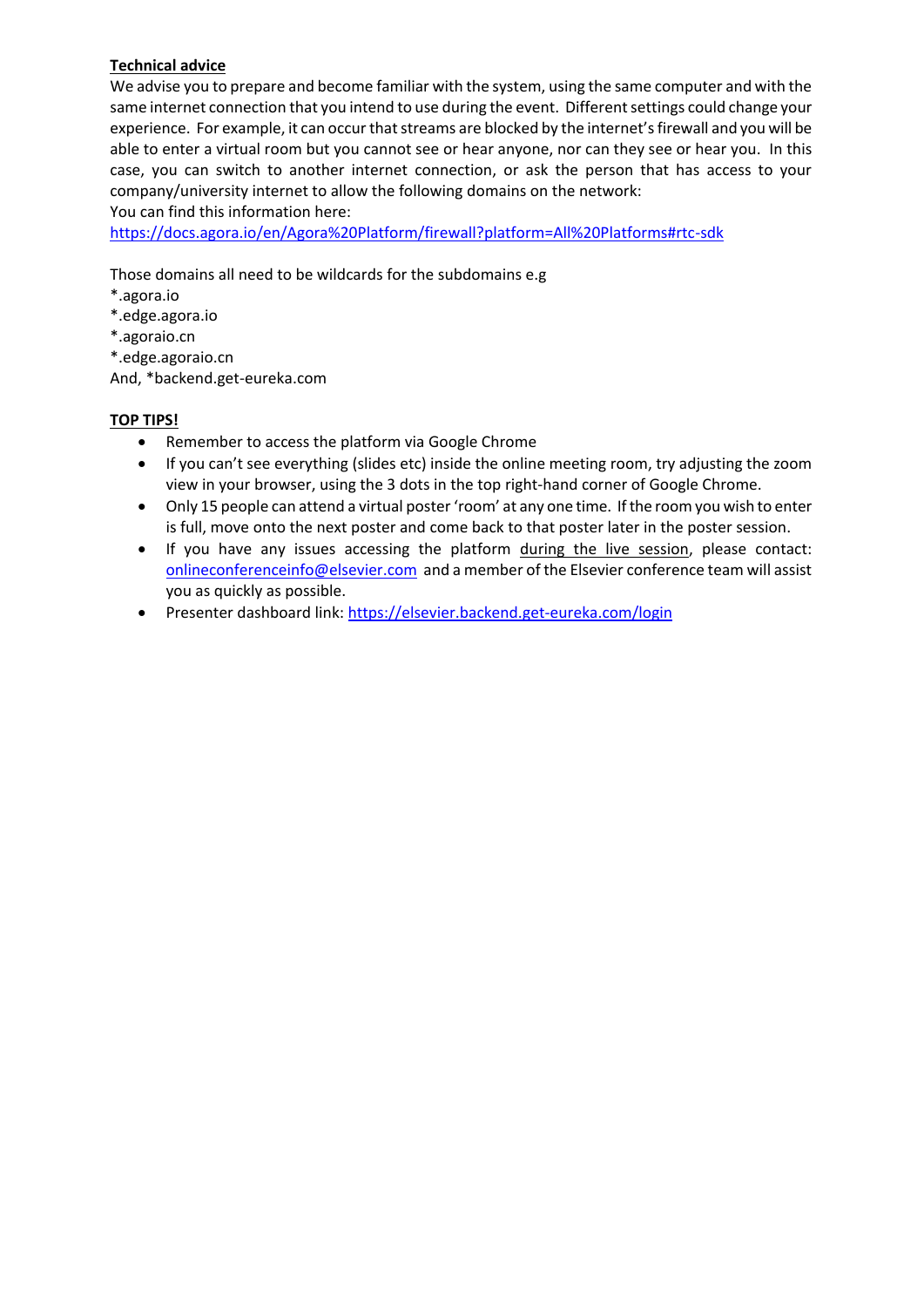**Technical advice**

We advise you to prepare and become familiar with the system, using the same computer and with the same internet connection that you intend to use during the event. Different settings could change your experience. For example, it can occur that streams are blocked by the internet's firewall and you will be able to enter a virtual room but you cannot see or hear anyone, nor can they see or hear you. In this case, you can switch to another internet connection, or ask the person that has access to your company/university internet to allow the following domains on the network:

You can find this information here:
https://docs.agora.io/en/Agora%20Platform/firewall?platform=All%20Platforms#rtc-sdk

Those domains all need to be wildcards for the subdomains e.g

*.agora.io
*.edge.agora.io
*.agoraio.cn
*.edge.agoraio.cn
And, *backend.get-eureka.com

**TOP TIPS!**

- Remember to access the platform via Google Chrome
- If you can't see everything (slides etc) inside the online meeting room, try adjusting the zoom view in your browser, using the 3 dots in the top right-hand corner of Google Chrome.
- Only 15 people can attend a virtual poster 'room' at any one time. If the room you wish to enter is full, move onto the next poster and come back to that poster later in the poster session.
- If you have any issues accessing the platform during the live session, please contact: onlineconferenceinfo@elsevier.com and a member of the Elsevier conference team will assist you as quickly as possible.
- Presenter dashboard link: https://elsevier.backend.get-eureka.com/login